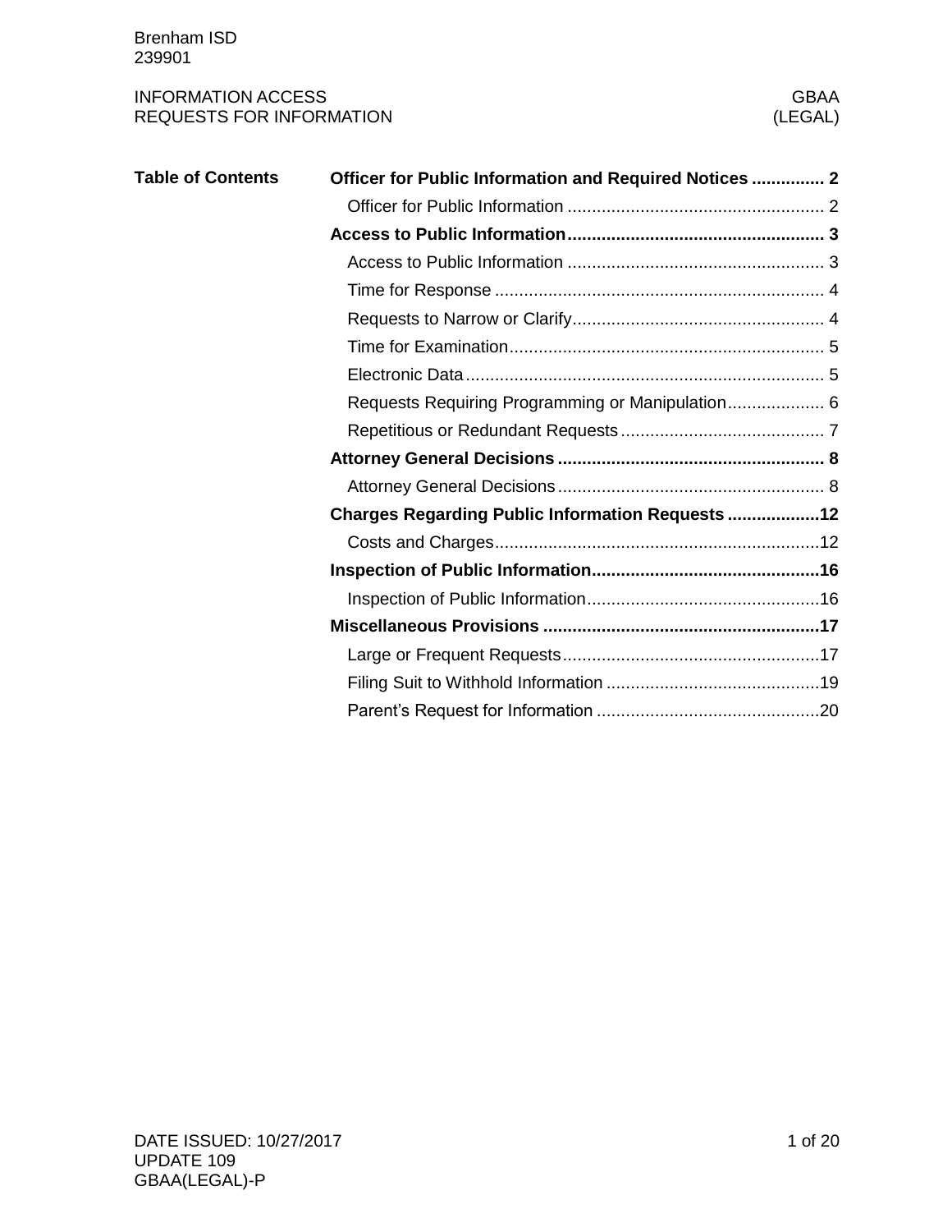# INFORMATION ACCESS
# REQUESTS FOR INFORMATION

GBAA (LEGAL)

## Table of Contents

**Officer for Public Information and Required Notices** ............... **2**

- Officer for Public Information ..................................................... 2

**Access to Public Information** ..................................................... **3**

- Access to Public Information ..................................................... 3
- Time for Response .................................................................... 4
- Requests to Narrow or Clarify.................................................... 4
- Time for Examination................................................................. 5
- Electronic Data .......................................................................... 5
- Requests Requiring Programming or Manipulation.................... 6
- Repetitious or Redundant Requests .......................................... 7

**Attorney General Decisions** ....................................................... **8**

- Attorney General Decisions ....................................................... 8

**Charges Regarding Public Information Requests** ...................**12**

- Costs and Charges...................................................................12

**Inspection of Public Information**...............................................**16**

- Inspection of Public Information................................................16

**Miscellaneous Provisions** .........................................................**17**

- Large or Frequent Requests.....................................................17
- Filing Suit to Withhold Information ............................................19
- Parent's Request for Information .............................................20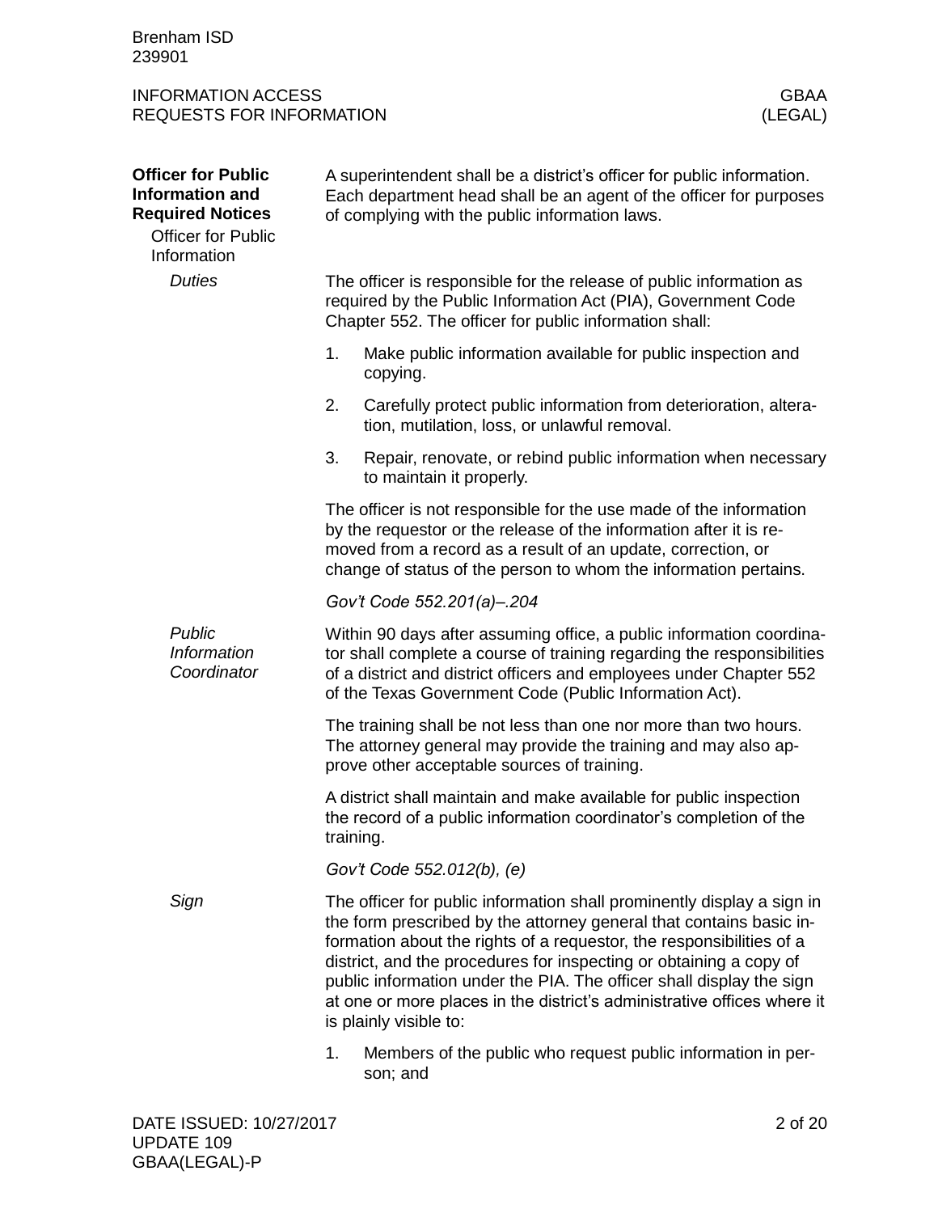**Officer for Public Information and Required Notices**

**Officer for Public Information**

A superintendent shall be a district's officer for public information. Each department head shall be an agent of the officer for purposes of complying with the public information laws.

*Duties*

The officer is responsible for the release of public information as required by the Public Information Act (PIA), Government Code Chapter 552. The officer for public information shall:

1. Make public information available for public inspection and copying.
2. Carefully protect public information from deterioration, alteration, mutilation, loss, or unlawful removal.
3. Repair, renovate, or rebind public information when necessary to maintain it properly.

The officer is not responsible for the use made of the information by the requestor or the release of the information after it is removed from a record as a result of an update, correction, or change of status of the person to whom the information pertains.

*Gov't Code 552.201(a)–.204*

*Public Information Coordinator*

Within 90 days after assuming office, a public information coordinator shall complete a course of training regarding the responsibilities of a district and district officers and employees under Chapter 552 of the Texas Government Code (Public Information Act).

The training shall be not less than one nor more than two hours. The attorney general may provide the training and may also approve other acceptable sources of training.

A district shall maintain and make available for public inspection the record of a public information coordinator's completion of the training.

*Gov't Code 552.012(b), (e)*

*Sign*

The officer for public information shall prominently display a sign in the form prescribed by the attorney general that contains basic information about the rights of a requestor, the responsibilities of a district, and the procedures for inspecting or obtaining a copy of public information under the PIA. The officer shall display the sign at one or more places in the district's administrative offices where it is plainly visible to:

1. Members of the public who request public information in person; and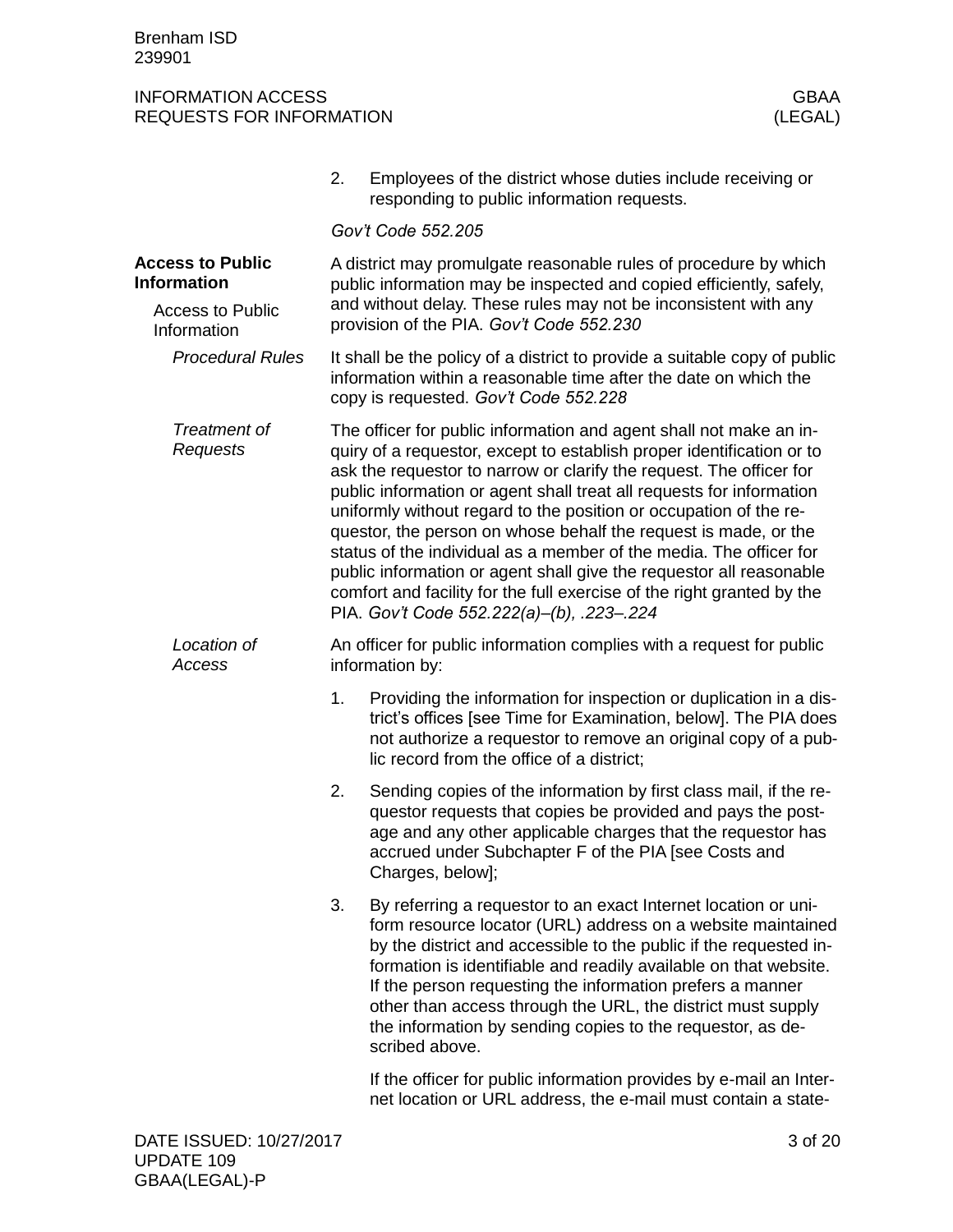2. Employees of the district whose duties include receiving or responding to public information requests.

*Gov't Code 552.205*

## Access to Public Information

### Access to Public Information

A district may promulgate reasonable rules of procedure by which public information may be inspected and copied efficiently, safely, and without delay. These rules may not be inconsistent with any provision of the PIA. *Gov't Code 552.230*

#### *Procedural Rules*

It shall be the policy of a district to provide a suitable copy of public information within a reasonable time after the date on which the copy is requested. *Gov't Code 552.228*

#### *Treatment of Requests*

The officer for public information and agent shall not make an inquiry of a requestor, except to establish proper identification or to ask the requestor to narrow or clarify the request. The officer for public information or agent shall treat all requests for information uniformly without regard to the position or occupation of the requestor, the person on whose behalf the request is made, or the status of the individual as a member of the media. The officer for public information or agent shall give the requestor all reasonable comfort and facility for the full exercise of the right granted by the PIA. *Gov't Code 552.222(a)–(b), .223–.224*

#### *Location of Access*

An officer for public information complies with a request for public information by:

1. Providing the information for inspection or duplication in a district's offices [see Time for Examination, below]. The PIA does not authorize a requestor to remove an original copy of a public record from the office of a district;
2. Sending copies of the information by first class mail, if the requestor requests that copies be provided and pays the postage and any other applicable charges that the requestor has accrued under Subchapter F of the PIA [see Costs and Charges, below];
3. By referring a requestor to an exact Internet location or uniform resource locator (URL) address on a website maintained by the district and accessible to the public if the requested information is identifiable and readily available on that website. If the person requesting the information prefers a manner other than access through the URL, the district must supply the information by sending copies to the requestor, as described above.

   If the officer for public information provides by e-mail an Internet location or URL address, the e-mail must contain a state-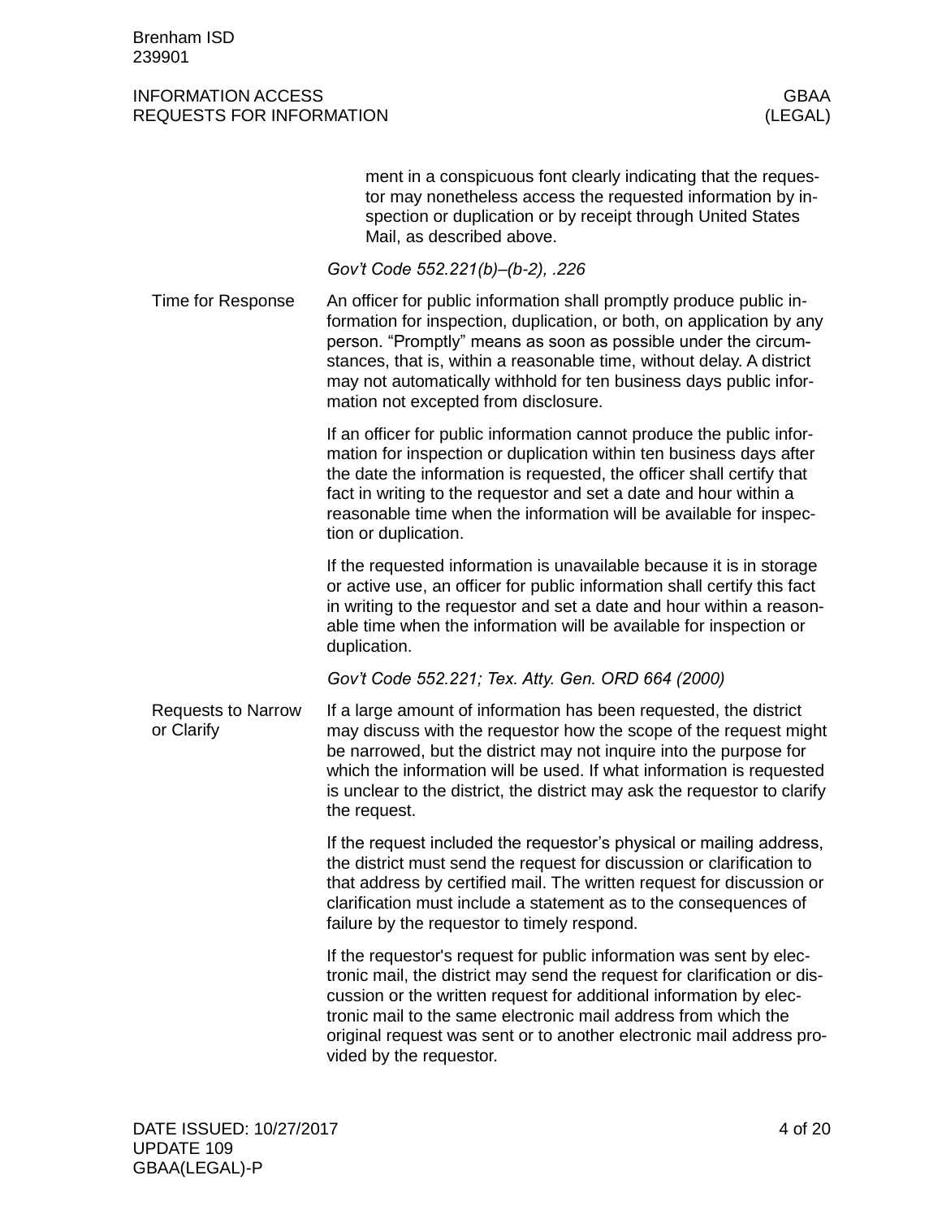ment in a conspicuous font clearly indicating that the requestor may nonetheless access the requested information by inspection or duplication or by receipt through United States Mail, as described above.

*Gov't Code 552.221(b)–(b-2), .226*

### Time for Response

An officer for public information shall promptly produce public information for inspection, duplication, or both, on application by any person. "Promptly" means as soon as possible under the circumstances, that is, within a reasonable time, without delay. A district may not automatically withhold for ten business days public information not excepted from disclosure.

If an officer for public information cannot produce the public information for inspection or duplication within ten business days after the date the information is requested, the officer shall certify that fact in writing to the requestor and set a date and hour within a reasonable time when the information will be available for inspection or duplication.

If the requested information is unavailable because it is in storage or active use, an officer for public information shall certify this fact in writing to the requestor and set a date and hour within a reasonable time when the information will be available for inspection or duplication.

*Gov't Code 552.221; Tex. Atty. Gen. ORD 664 (2000)*

### Requests to Narrow or Clarify

If a large amount of information has been requested, the district may discuss with the requestor how the scope of the request might be narrowed, but the district may not inquire into the purpose for which the information will be used. If what information is requested is unclear to the district, the district may ask the requestor to clarify the request.

If the request included the requestor's physical or mailing address, the district must send the request for discussion or clarification to that address by certified mail. The written request for discussion or clarification must include a statement as to the consequences of failure by the requestor to timely respond.

If the requestor's request for public information was sent by electronic mail, the district may send the request for clarification or discussion or the written request for additional information by electronic mail to the same electronic mail address from which the original request was sent or to another electronic mail address provided by the requestor.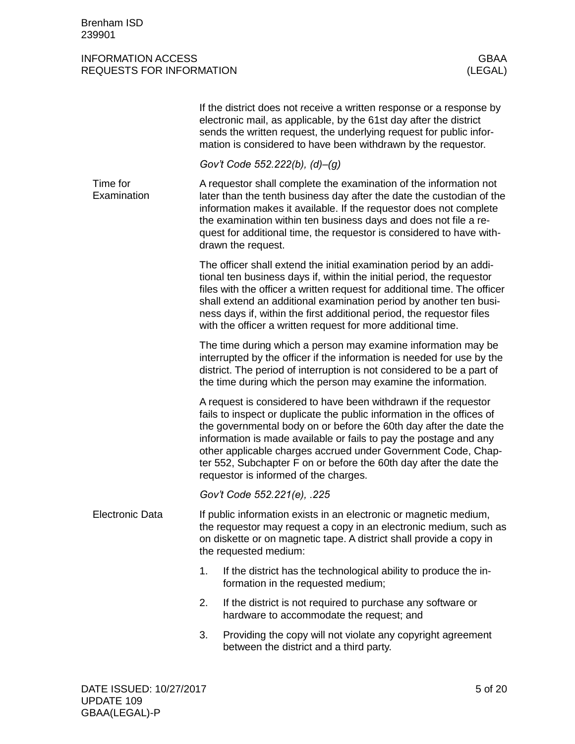If the district does not receive a written response or a response by electronic mail, as applicable, by the 61st day after the district sends the written request, the underlying request for public information is considered to have been withdrawn by the requestor.

*Gov't Code 552.222(b), (d)–(g)*

### Time for Examination

A requestor shall complete the examination of the information not later than the tenth business day after the date the custodian of the information makes it available. If the requestor does not complete the examination within ten business days and does not file a request for additional time, the requestor is considered to have withdrawn the request.

The officer shall extend the initial examination period by an additional ten business days if, within the initial period, the requestor files with the officer a written request for additional time. The officer shall extend an additional examination period by another ten business days if, within the first additional period, the requestor files with the officer a written request for more additional time.

The time during which a person may examine information may be interrupted by the officer if the information is needed for use by the district. The period of interruption is not considered to be a part of the time during which the person may examine the information.

A request is considered to have been withdrawn if the requestor fails to inspect or duplicate the public information in the offices of the governmental body on or before the 60th day after the date the information is made available or fails to pay the postage and any other applicable charges accrued under Government Code, Chapter 552, Subchapter F on or before the 60th day after the date the requestor is informed of the charges.

*Gov't Code 552.221(e), .225*

### Electronic Data

If public information exists in an electronic or magnetic medium, the requestor may request a copy in an electronic medium, such as on diskette or on magnetic tape. A district shall provide a copy in the requested medium:

1. If the district has the technological ability to produce the information in the requested medium;
2. If the district is not required to purchase any software or hardware to accommodate the request; and
3. Providing the copy will not violate any copyright agreement between the district and a third party.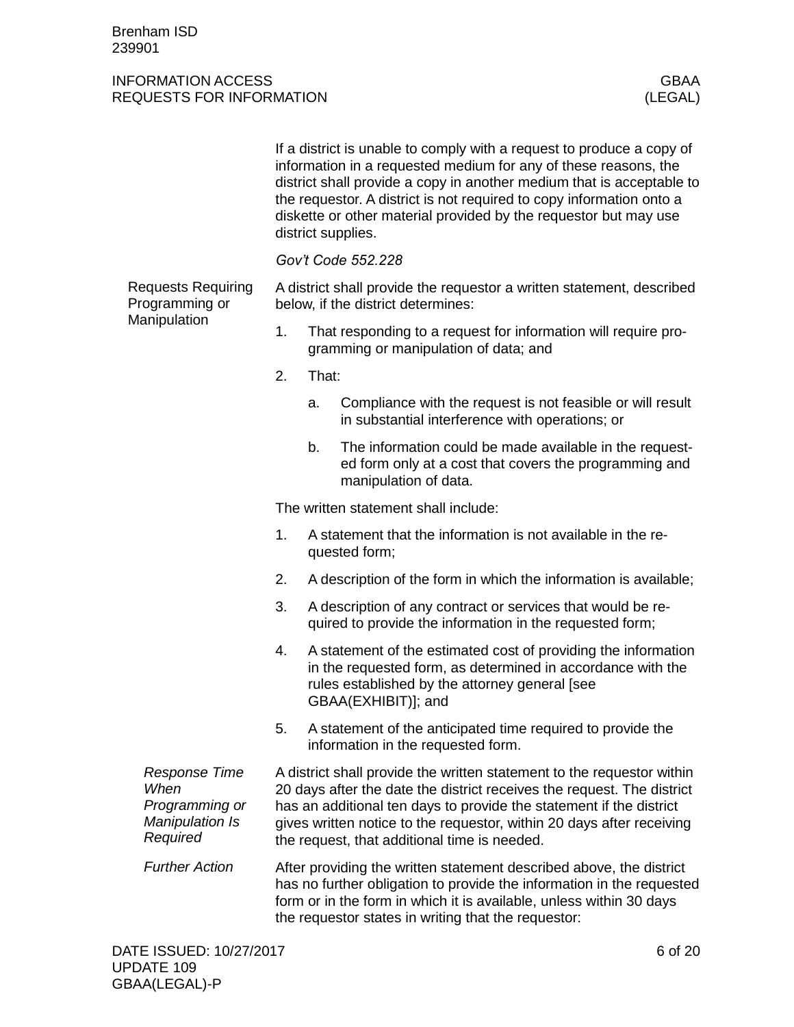If a district is unable to comply with a request to produce a copy of information in a requested medium for any of these reasons, the district shall provide a copy in another medium that is acceptable to the requestor. A district is not required to copy information onto a diskette or other material provided by the requestor but may use district supplies.

*Gov't Code 552.228*

## Requests Requiring Programming or Manipulation

A district shall provide the requestor a written statement, described below, if the district determines:

1. That responding to a request for information will require programming or manipulation of data; and
2. That:
   a. Compliance with the request is not feasible or will result in substantial interference with operations; or
   b. The information could be made available in the requested form only at a cost that covers the programming and manipulation of data.

The written statement shall include:

1. A statement that the information is not available in the requested form;
2. A description of the form in which the information is available;
3. A description of any contract or services that would be required to provide the information in the requested form;
4. A statement of the estimated cost of providing the information in the requested form, as determined in accordance with the rules established by the attorney general [see GBAA(EXHIBIT)]; and
5. A statement of the anticipated time required to provide the information in the requested form.

### *Response Time When Programming or Manipulation Is Required*

A district shall provide the written statement to the requestor within 20 days after the date the district receives the request. The district has an additional ten days to provide the statement if the district gives written notice to the requestor, within 20 days after receiving the request, that additional time is needed.

### *Further Action*

After providing the written statement described above, the district has no further obligation to provide the information in the requested form or in the form in which it is available, unless within 30 days the requestor states in writing that the requestor: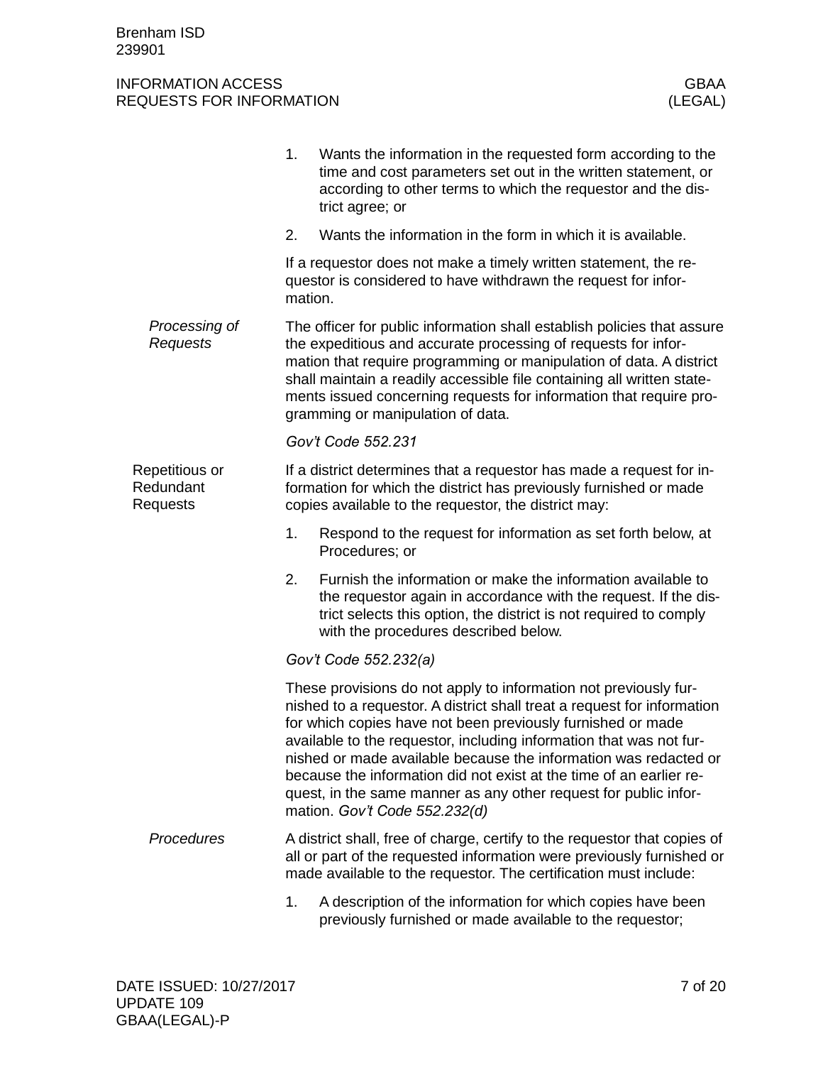1. Wants the information in the requested form according to the time and cost parameters set out in the written statement, or according to other terms to which the requestor and the district agree; or
2. Wants the information in the form in which it is available.

If a requestor does not make a timely written statement, the requestor is considered to have withdrawn the request for information.

*Processing of Requests*

The officer for public information shall establish policies that assure the expeditious and accurate processing of requests for information that require programming or manipulation of data. A district shall maintain a readily accessible file containing all written statements issued concerning requests for information that require programming or manipulation of data.

*Gov't Code 552.231*

## Repetitious or Redundant Requests

If a district determines that a requestor has made a request for information for which the district has previously furnished or made copies available to the requestor, the district may:

1. Respond to the request for information as set forth below, at Procedures; or
2. Furnish the information or make the information available to the requestor again in accordance with the request. If the district selects this option, the district is not required to comply with the procedures described below.

*Gov't Code 552.232(a)*

These provisions do not apply to information not previously furnished to a requestor. A district shall treat a request for information for which copies have not been previously furnished or made available to the requestor, including information that was not furnished or made available because the information was redacted or because the information did not exist at the time of an earlier request, in the same manner as any other request for public information. *Gov't Code 552.232(d)*

*Procedures*

A district shall, free of charge, certify to the requestor that copies of all or part of the requested information were previously furnished or made available to the requestor. The certification must include:

1. A description of the information for which copies have been previously furnished or made available to the requestor;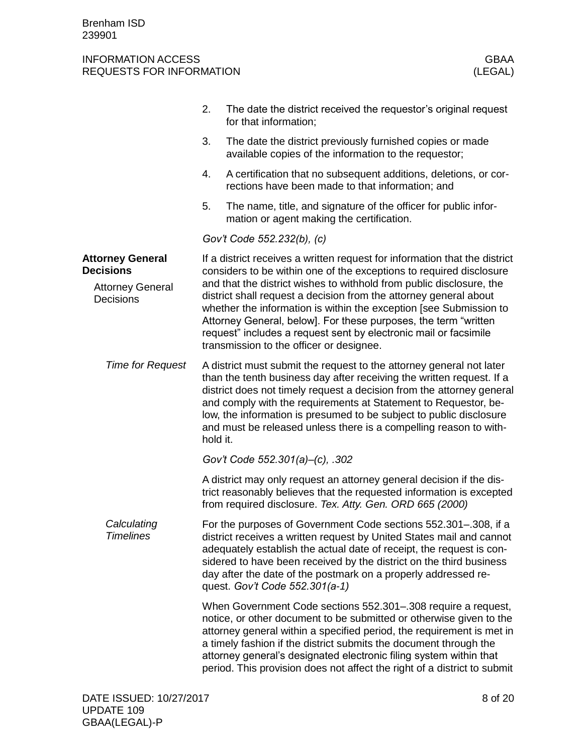2. The date the district received the requestor's original request for that information;

3. The date the district previously furnished copies or made available copies of the information to the requestor;

4. A certification that no subsequent additions, deletions, or corrections have been made to that information; and

5. The name, title, and signature of the officer for public information or agent making the certification.

*Gov't Code 552.232(b), (c)*

## Attorney General Decisions

### Attorney General Decisions

If a district receives a written request for information that the district considers to be within one of the exceptions to required disclosure and that the district wishes to withhold from public disclosure, the district shall request a decision from the attorney general about whether the information is within the exception [see Submission to Attorney General, below]. For these purposes, the term "written request" includes a request sent by electronic mail or facsimile transmission to the officer or designee.

#### *Time for Request*

A district must submit the request to the attorney general not later than the tenth business day after receiving the written request. If a district does not timely request a decision from the attorney general and comply with the requirements at Statement to Requestor, below, the information is presumed to be subject to public disclosure and must be released unless there is a compelling reason to withhold it.

*Gov't Code 552.301(a)–(c), .302*

A district may only request an attorney general decision if the district reasonably believes that the requested information is excepted from required disclosure. *Tex. Atty. Gen. ORD 665 (2000)*

#### *Calculating Timelines*

For the purposes of Government Code sections 552.301–.308, if a district receives a written request by United States mail and cannot adequately establish the actual date of receipt, the request is considered to have been received by the district on the third business day after the date of the postmark on a properly addressed request. *Gov't Code 552.301(a-1)*

When Government Code sections 552.301–.308 require a request, notice, or other document to be submitted or otherwise given to the attorney general within a specified period, the requirement is met in a timely fashion if the district submits the document through the attorney general's designated electronic filing system within that period. This provision does not affect the right of a district to submit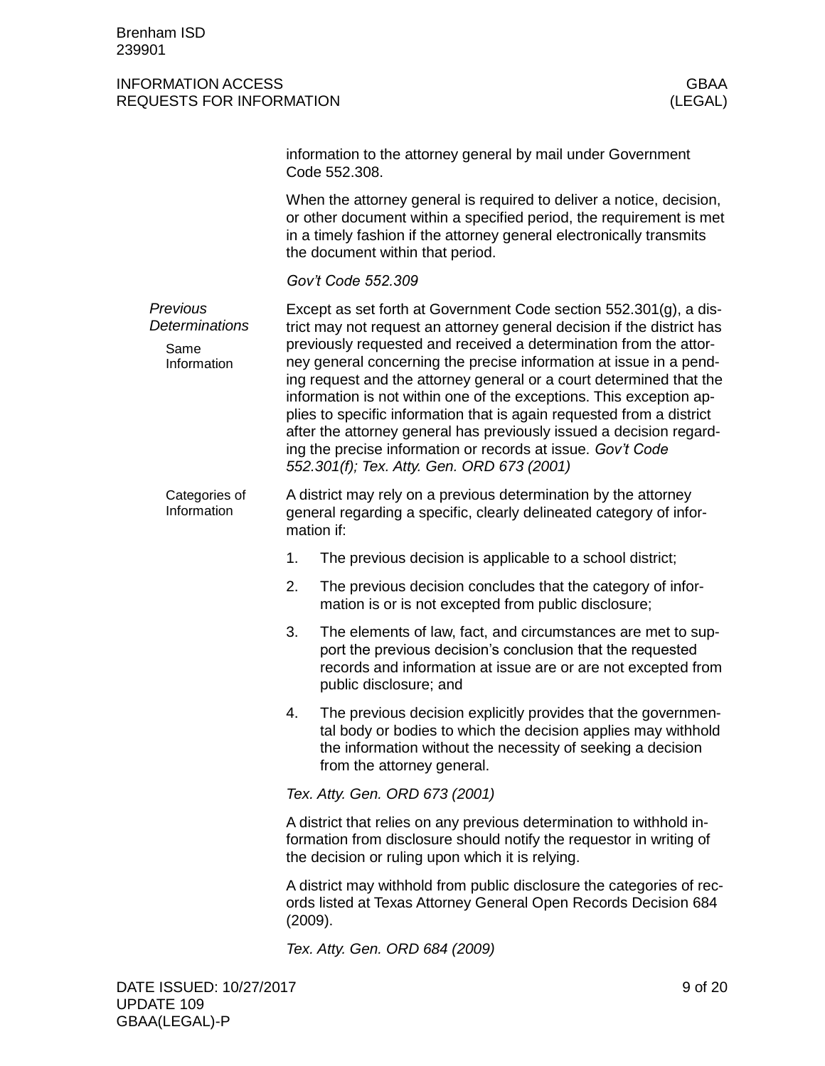information to the attorney general by mail under Government Code 552.308.

When the attorney general is required to deliver a notice, decision, or other document within a specified period, the requirement is met in a timely fashion if the attorney general electronically transmits the document within that period.

*Gov't Code 552.309*

## *Previous Determinations*

### Same Information

Except as set forth at Government Code section 552.301(g), a district may not request an attorney general decision if the district has previously requested and received a determination from the attorney general concerning the precise information at issue in a pending request and the attorney general or a court determined that the information is not within one of the exceptions. This exception applies to specific information that is again requested from a district after the attorney general has previously issued a decision regarding the precise information or records at issue. *Gov't Code 552.301(f); Tex. Atty. Gen. ORD 673 (2001)*

### Categories of Information

A district may rely on a previous determination by the attorney general regarding a specific, clearly delineated category of information if:

1. The previous decision is applicable to a school district;
2. The previous decision concludes that the category of information is or is not excepted from public disclosure;
3. The elements of law, fact, and circumstances are met to support the previous decision's conclusion that the requested records and information at issue are or are not excepted from public disclosure; and
4. The previous decision explicitly provides that the governmental body or bodies to which the decision applies may withhold the information without the necessity of seeking a decision from the attorney general.

*Tex. Atty. Gen. ORD 673 (2001)*

A district that relies on any previous determination to withhold information from disclosure should notify the requestor in writing of the decision or ruling upon which it is relying.

A district may withhold from public disclosure the categories of records listed at Texas Attorney General Open Records Decision 684 (2009).

*Tex. Atty. Gen. ORD 684 (2009)*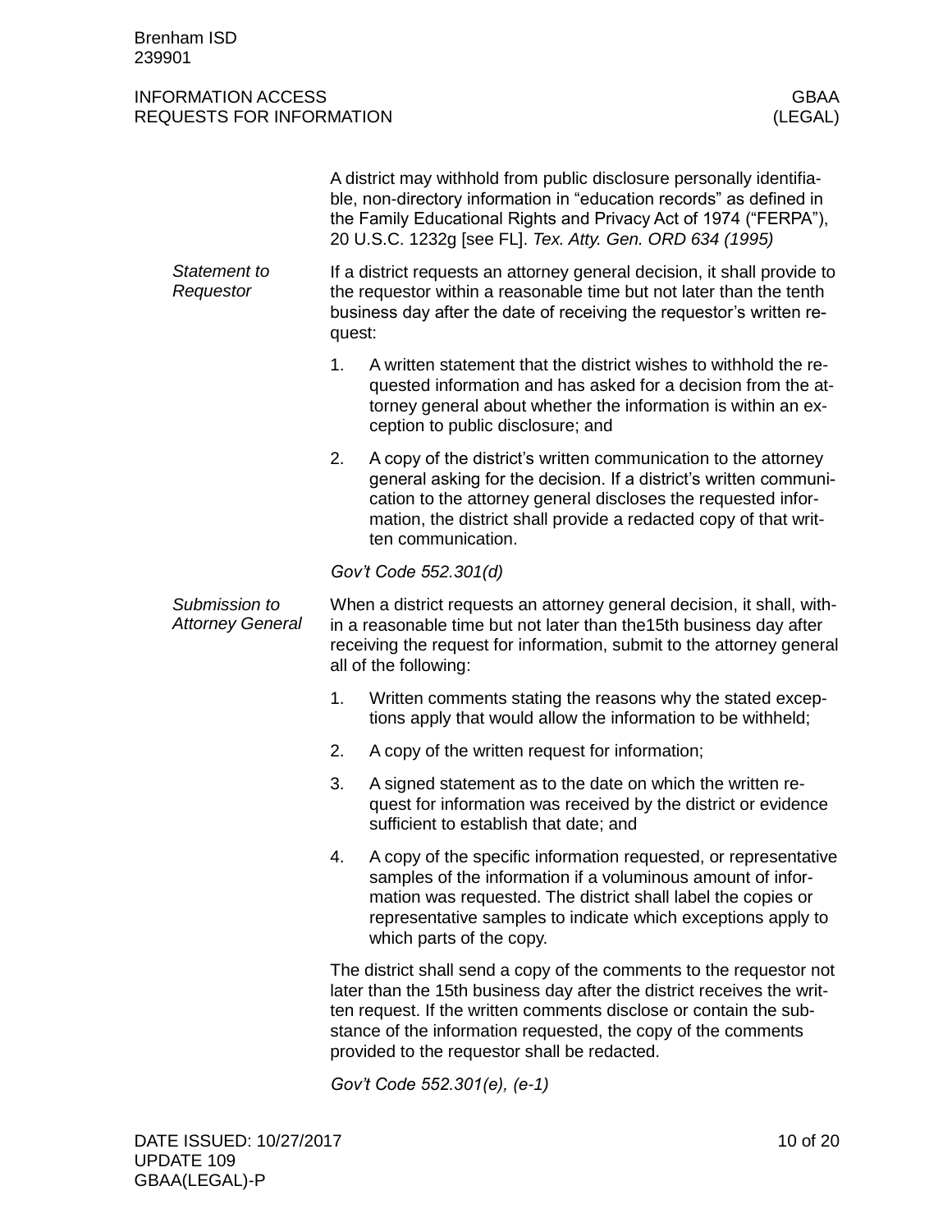A district may withhold from public disclosure personally identifiable, non-directory information in "education records" as defined in the Family Educational Rights and Privacy Act of 1974 ("FERPA"), 20 U.S.C. 1232g [see FL]. *Tex. Atty. Gen. ORD 634 (1995)*

### *Statement to Requestor*

If a district requests an attorney general decision, it shall provide to the requestor within a reasonable time but not later than the tenth business day after the date of receiving the requestor's written request:

1. A written statement that the district wishes to withhold the requested information and has asked for a decision from the attorney general about whether the information is within an exception to public disclosure; and
2. A copy of the district's written communication to the attorney general asking for the decision. If a district's written communication to the attorney general discloses the requested information, the district shall provide a redacted copy of that written communication.

*Gov't Code 552.301(d)*

### *Submission to Attorney General*

When a district requests an attorney general decision, it shall, within a reasonable time but not later than the15th business day after receiving the request for information, submit to the attorney general all of the following:

1. Written comments stating the reasons why the stated exceptions apply that would allow the information to be withheld;
2. A copy of the written request for information;
3. A signed statement as to the date on which the written request for information was received by the district or evidence sufficient to establish that date; and
4. A copy of the specific information requested, or representative samples of the information if a voluminous amount of information was requested. The district shall label the copies or representative samples to indicate which exceptions apply to which parts of the copy.

The district shall send a copy of the comments to the requestor not later than the 15th business day after the district receives the written request. If the written comments disclose or contain the substance of the information requested, the copy of the comments provided to the requestor shall be redacted.

*Gov't Code 552.301(e), (e-1)*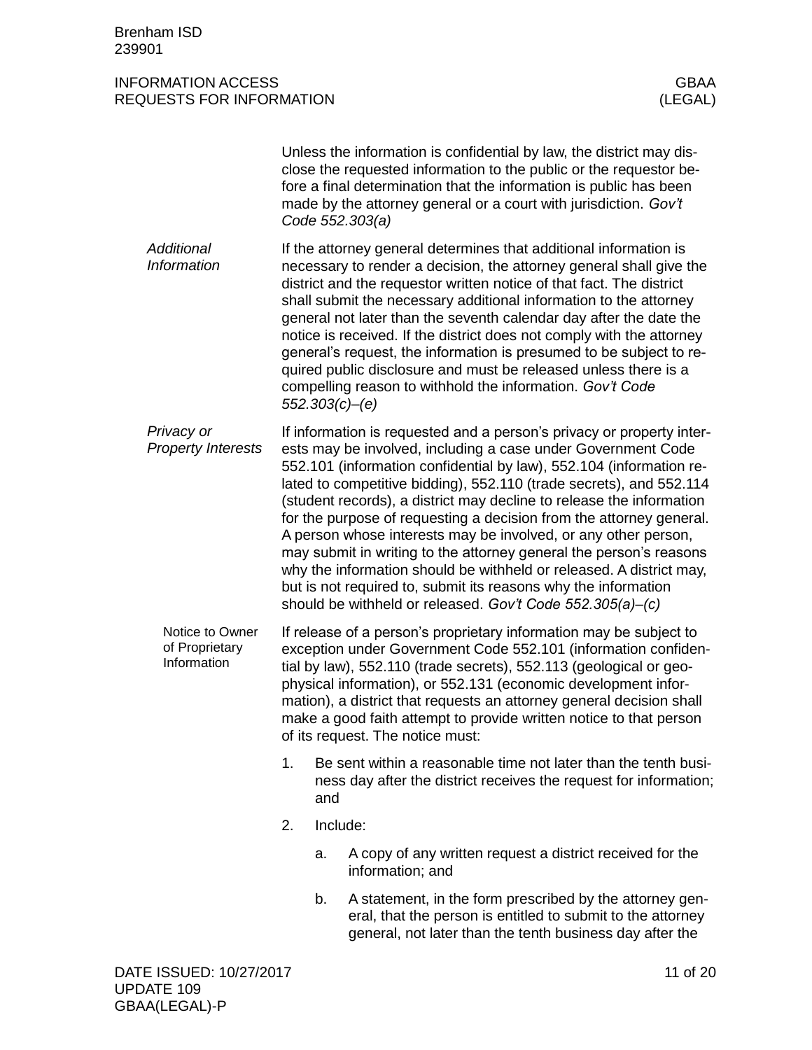Unless the information is confidential by law, the district may disclose the requested information to the public or the requestor before a final determination that the information is public has been made by the attorney general or a court with jurisdiction. *Gov't Code 552.303(a)*

### *Additional Information*

If the attorney general determines that additional information is necessary to render a decision, the attorney general shall give the district and the requestor written notice of that fact. The district shall submit the necessary additional information to the attorney general not later than the seventh calendar day after the date the notice is received. If the district does not comply with the attorney general's request, the information is presumed to be subject to required public disclosure and must be released unless there is a compelling reason to withhold the information. *Gov't Code 552.303(c)–(e)*

### *Privacy or Property Interests*

If information is requested and a person's privacy or property interests may be involved, including a case under Government Code 552.101 (information confidential by law), 552.104 (information related to competitive bidding), 552.110 (trade secrets), and 552.114 (student records), a district may decline to release the information for the purpose of requesting a decision from the attorney general. A person whose interests may be involved, or any other person, may submit in writing to the attorney general the person's reasons why the information should be withheld or released. A district may, but is not required to, submit its reasons why the information should be withheld or released. *Gov't Code 552.305(a)–(c)*

#### Notice to Owner of Proprietary Information

If release of a person's proprietary information may be subject to exception under Government Code 552.101 (information confidential by law), 552.110 (trade secrets), 552.113 (geological or geophysical information), or 552.131 (economic development information), a district that requests an attorney general decision shall make a good faith attempt to provide written notice to that person of its request. The notice must:

1. Be sent within a reasonable time not later than the tenth business day after the district receives the request for information; and
2. Include:
   a. A copy of any written request a district received for the information; and
   b. A statement, in the form prescribed by the attorney general, that the person is entitled to submit to the attorney general, not later than the tenth business day after the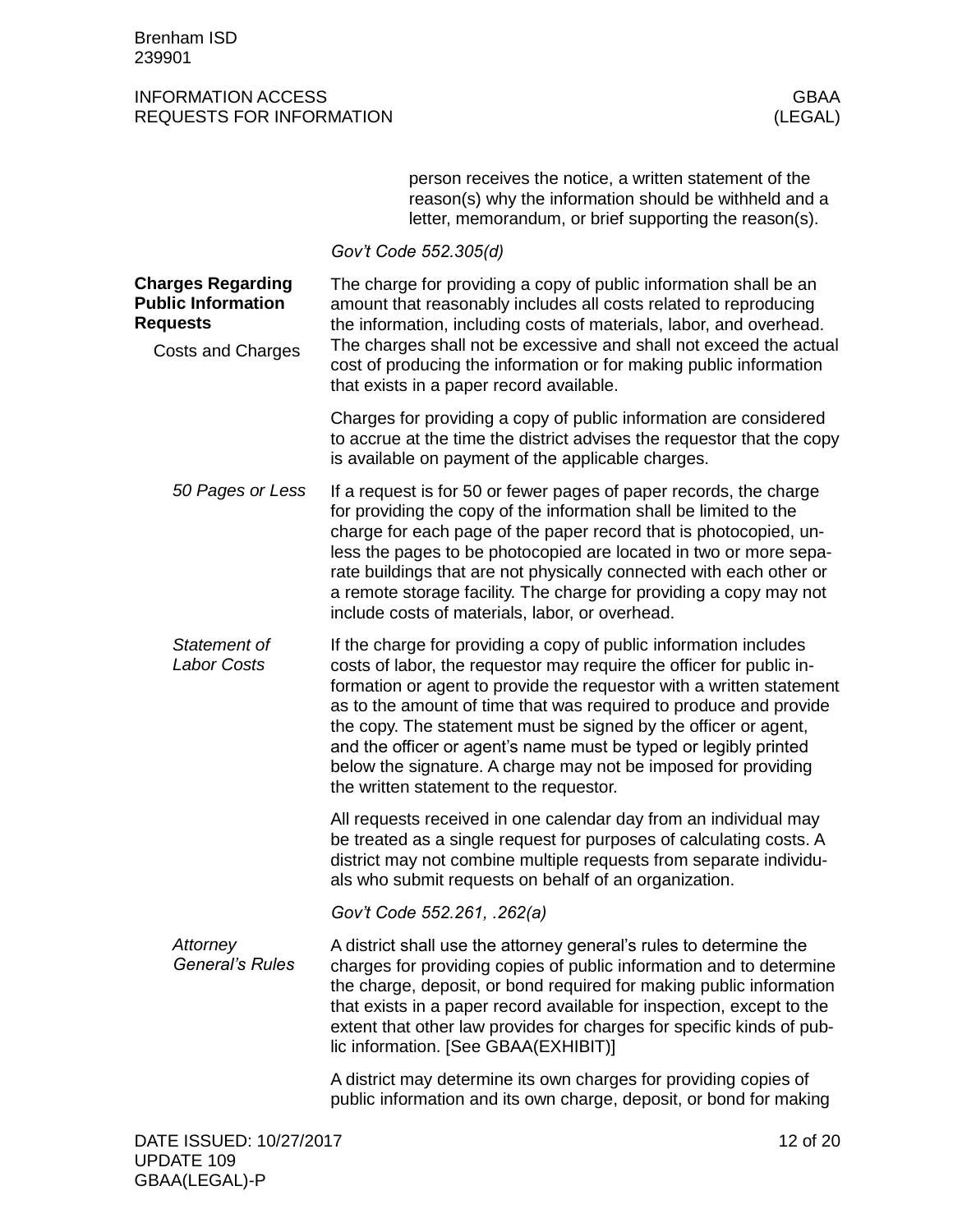person receives the notice, a written statement of the reason(s) why the information should be withheld and a letter, memorandum, or brief supporting the reason(s).

*Gov't Code 552.305(d)*

## Charges Regarding Public Information Requests

### Costs and Charges

The charge for providing a copy of public information shall be an amount that reasonably includes all costs related to reproducing the information, including costs of materials, labor, and overhead. The charges shall not be excessive and shall not exceed the actual cost of producing the information or for making public information that exists in a paper record available.

Charges for providing a copy of public information are considered to accrue at the time the district advises the requestor that the copy is available on payment of the applicable charges.

#### *50 Pages or Less*

If a request is for 50 or fewer pages of paper records, the charge for providing the copy of the information shall be limited to the charge for each page of the paper record that is photocopied, unless the pages to be photocopied are located in two or more separate buildings that are not physically connected with each other or a remote storage facility. The charge for providing a copy may not include costs of materials, labor, or overhead.

#### *Statement of Labor Costs*

If the charge for providing a copy of public information includes costs of labor, the requestor may require the officer for public information or agent to provide the requestor with a written statement as to the amount of time that was required to produce and provide the copy. The statement must be signed by the officer or agent, and the officer or agent's name must be typed or legibly printed below the signature. A charge may not be imposed for providing the written statement to the requestor.

All requests received in one calendar day from an individual may be treated as a single request for purposes of calculating costs. A district may not combine multiple requests from separate individuals who submit requests on behalf of an organization.

*Gov't Code 552.261, .262(a)*

#### *Attorney General's Rules*

A district shall use the attorney general's rules to determine the charges for providing copies of public information and to determine the charge, deposit, or bond required for making public information that exists in a paper record available for inspection, except to the extent that other law provides for charges for specific kinds of public information. [See GBAA(EXHIBIT)]

A district may determine its own charges for providing copies of public information and its own charge, deposit, or bond for making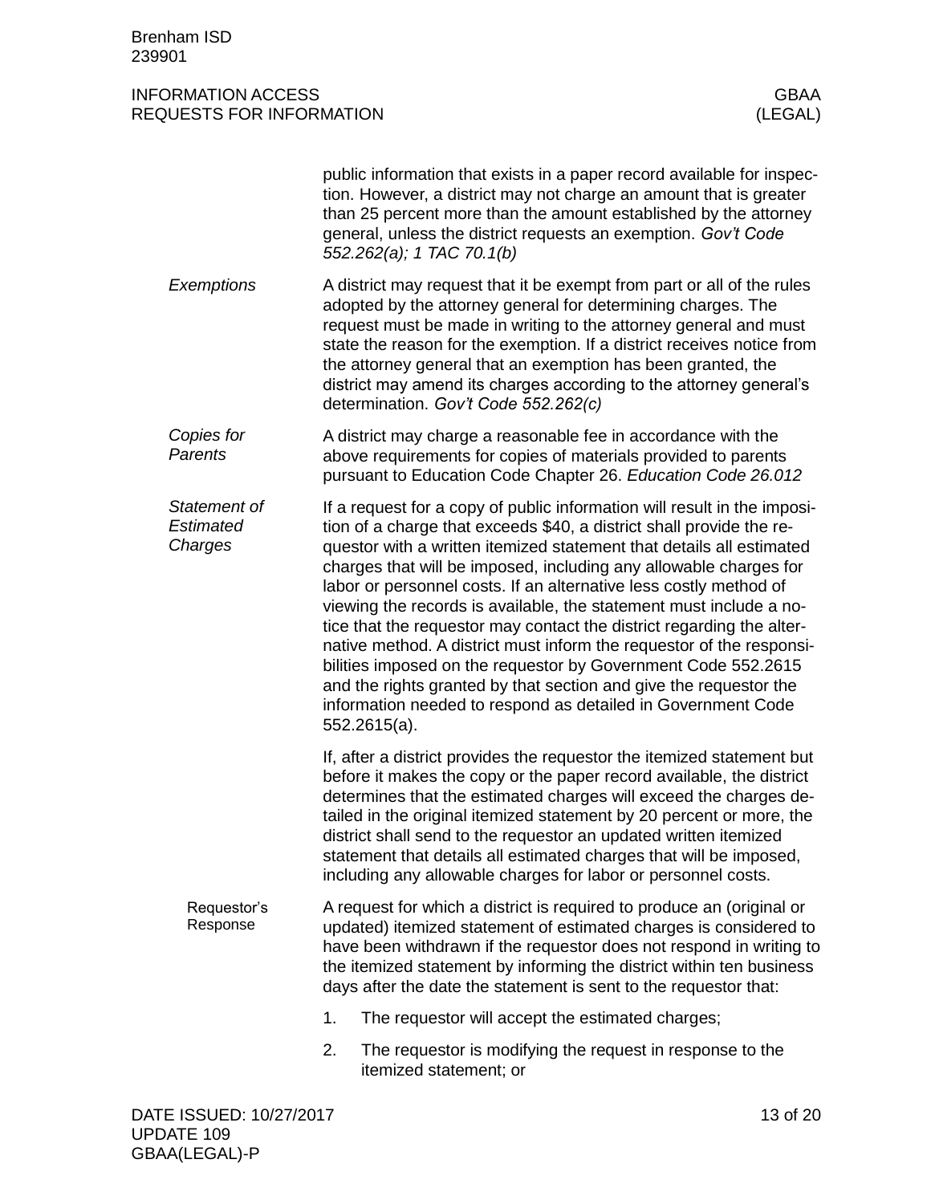public information that exists in a paper record available for inspection. However, a district may not charge an amount that is greater than 25 percent more than the amount established by the attorney general, unless the district requests an exemption. *Gov't Code 552.262(a); 1 TAC 70.1(b)*

### *Exemptions*

A district may request that it be exempt from part or all of the rules adopted by the attorney general for determining charges. The request must be made in writing to the attorney general and must state the reason for the exemption. If a district receives notice from the attorney general that an exemption has been granted, the district may amend its charges according to the attorney general's determination. *Gov't Code 552.262(c)*

### *Copies for Parents*

A district may charge a reasonable fee in accordance with the above requirements for copies of materials provided to parents pursuant to Education Code Chapter 26. *Education Code 26.012*

### *Statement of Estimated Charges*

If a request for a copy of public information will result in the imposition of a charge that exceeds $40, a district shall provide the requestor with a written itemized statement that details all estimated charges that will be imposed, including any allowable charges for labor or personnel costs. If an alternative less costly method of viewing the records is available, the statement must include a notice that the requestor may contact the district regarding the alternative method. A district must inform the requestor of the responsibilities imposed on the requestor by Government Code 552.2615 and the rights granted by that section and give the requestor the information needed to respond as detailed in Government Code 552.2615(a).

If, after a district provides the requestor the itemized statement but before it makes the copy or the paper record available, the district determines that the estimated charges will exceed the charges detailed in the original itemized statement by 20 percent or more, the district shall send to the requestor an updated written itemized statement that details all estimated charges that will be imposed, including any allowable charges for labor or personnel costs.

#### Requestor's Response

A request for which a district is required to produce an (original or updated) itemized statement of estimated charges is considered to have been withdrawn if the requestor does not respond in writing to the itemized statement by informing the district within ten business days after the date the statement is sent to the requestor that:

1. The requestor will accept the estimated charges;
2. The requestor is modifying the request in response to the itemized statement; or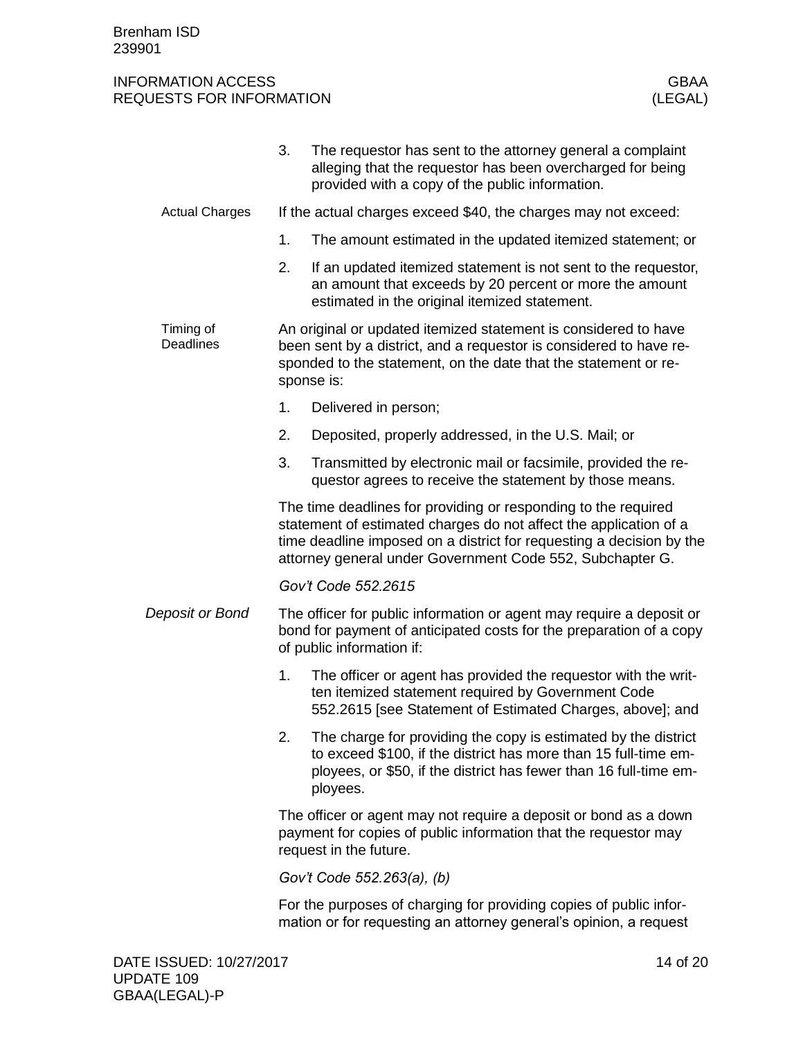3. The requestor has sent to the attorney general a complaint alleging that the requestor has been overcharged for being provided with a copy of the public information.

Actual Charges

If the actual charges exceed $40, the charges may not exceed:

1. The amount estimated in the updated itemized statement; or
2. If an updated itemized statement is not sent to the requestor, an amount that exceeds by 20 percent or more the amount estimated in the original itemized statement.

Timing of Deadlines

An original or updated itemized statement is considered to have been sent by a district, and a requestor is considered to have responded to the statement, on the date that the statement or response is:

1. Delivered in person;
2. Deposited, properly addressed, in the U.S. Mail; or
3. Transmitted by electronic mail or facsimile, provided the requestor agrees to receive the statement by those means.

The time deadlines for providing or responding to the required statement of estimated charges do not affect the application of a time deadline imposed on a district for requesting a decision by the attorney general under Government Code 552, Subchapter G.

*Gov't Code 552.2615*

## *Deposit or Bond*

The officer for public information or agent may require a deposit or bond for payment of anticipated costs for the preparation of a copy of public information if:

1. The officer or agent has provided the requestor with the written itemized statement required by Government Code 552.2615 [see Statement of Estimated Charges, above]; and
2. The charge for providing the copy is estimated by the district to exceed $100, if the district has more than 15 full-time employees, or $50, if the district has fewer than 16 full-time employees.

The officer or agent may not require a deposit or bond as a down payment for copies of public information that the requestor may request in the future.

*Gov't Code 552.263(a), (b)*

For the purposes of charging for providing copies of public information or for requesting an attorney general's opinion, a request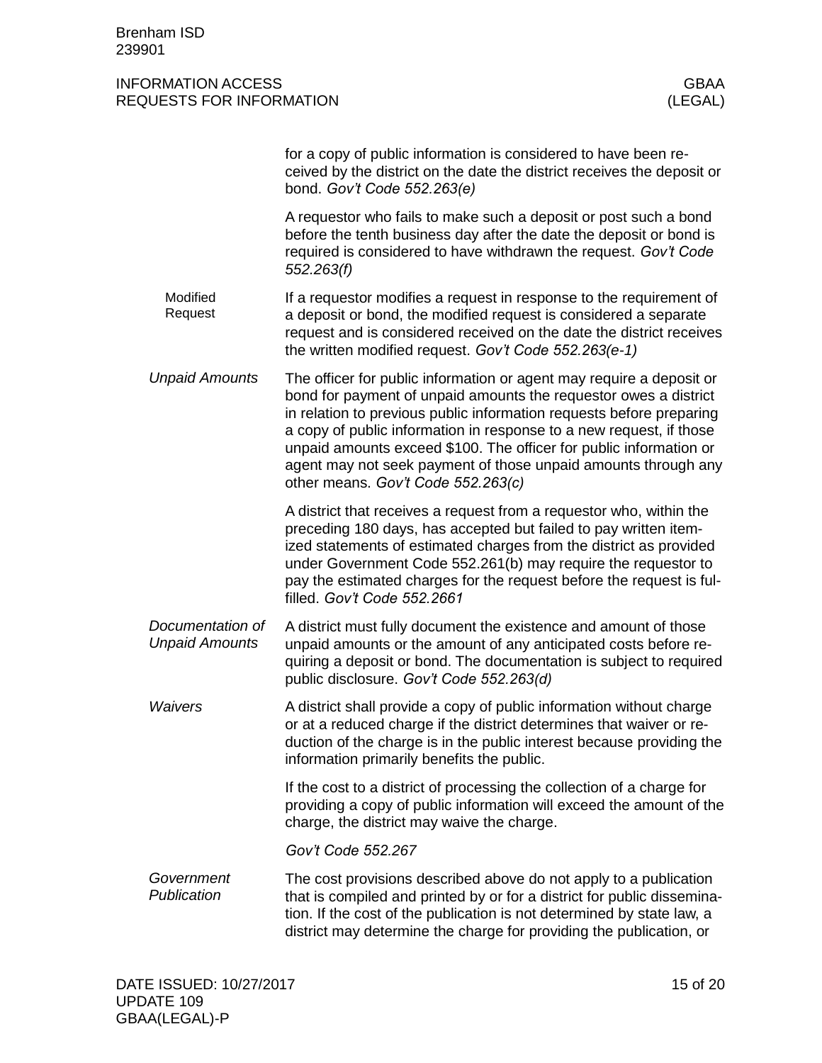for a copy of public information is considered to have been received by the district on the date the district receives the deposit or bond. *Gov't Code 552.263(e)*

A requestor who fails to make such a deposit or post such a bond before the tenth business day after the date the deposit or bond is required is considered to have withdrawn the request. *Gov't Code 552.263(f)*

##### Modified Request

If a requestor modifies a request in response to the requirement of a deposit or bond, the modified request is considered a separate request and is considered received on the date the district receives the written modified request. *Gov't Code 552.263(e-1)*

#### *Unpaid Amounts*

The officer for public information or agent may require a deposit or bond for payment of unpaid amounts the requestor owes a district in relation to previous public information requests before preparing a copy of public information in response to a new request, if those unpaid amounts exceed $100. The officer for public information or agent may not seek payment of those unpaid amounts through any other means. *Gov't Code 552.263(c)*

A district that receives a request from a requestor who, within the preceding 180 days, has accepted but failed to pay written itemized statements of estimated charges from the district as provided under Government Code 552.261(b) may require the requestor to pay the estimated charges for the request before the request is fulfilled. *Gov't Code 552.2661*

#### *Documentation of Unpaid Amounts*

A district must fully document the existence and amount of those unpaid amounts or the amount of any anticipated costs before requiring a deposit or bond. The documentation is subject to required public disclosure. *Gov't Code 552.263(d)*

#### *Waivers*

A district shall provide a copy of public information without charge or at a reduced charge if the district determines that waiver or reduction of the charge is in the public interest because providing the information primarily benefits the public.

If the cost to a district of processing the collection of a charge for providing a copy of public information will exceed the amount of the charge, the district may waive the charge.

*Gov't Code 552.267*

#### *Government Publication*

The cost provisions described above do not apply to a publication that is compiled and printed by or for a district for public dissemination. If the cost of the publication is not determined by state law, a district may determine the charge for providing the publication, or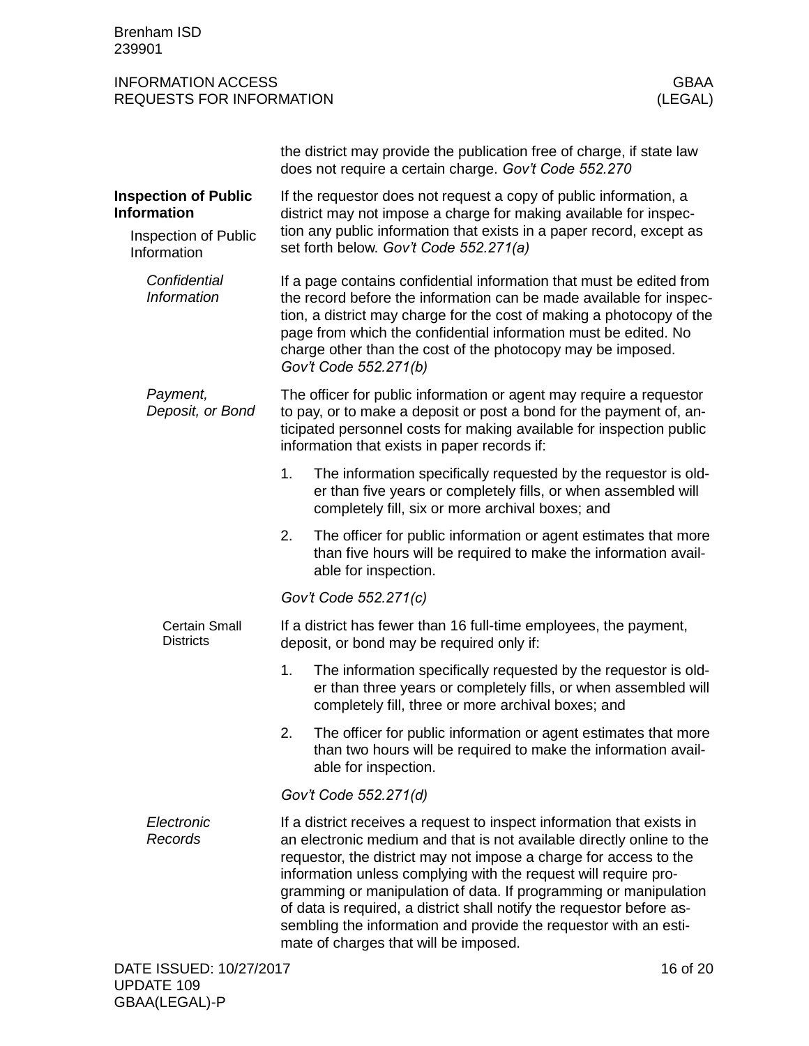the district may provide the publication free of charge, if state law does not require a certain charge. *Gov't Code 552.270*

## Inspection of Public Information

### Inspection of Public Information

If the requestor does not request a copy of public information, a district may not impose a charge for making available for inspection any public information that exists in a paper record, except as set forth below. *Gov't Code 552.271(a)*

#### *Confidential Information*

If a page contains confidential information that must be edited from the record before the information can be made available for inspection, a district may charge for the cost of making a photocopy of the page from which the confidential information must be edited. No charge other than the cost of the photocopy may be imposed. *Gov't Code 552.271(b)*

#### *Payment, Deposit, or Bond*

The officer for public information or agent may require a requestor to pay, or to make a deposit or post a bond for the payment of, anticipated personnel costs for making available for inspection public information that exists in paper records if:

1. The information specifically requested by the requestor is older than five years or completely fills, or when assembled will completely fill, six or more archival boxes; and
2. The officer for public information or agent estimates that more than five hours will be required to make the information available for inspection.

*Gov't Code 552.271(c)*

##### Certain Small Districts

If a district has fewer than 16 full-time employees, the payment, deposit, or bond may be required only if:

1. The information specifically requested by the requestor is older than three years or completely fills, or when assembled will completely fill, three or more archival boxes; and
2. The officer for public information or agent estimates that more than two hours will be required to make the information available for inspection.

*Gov't Code 552.271(d)*

#### *Electronic Records*

If a district receives a request to inspect information that exists in an electronic medium and that is not available directly online to the requestor, the district may not impose a charge for access to the information unless complying with the request will require programming or manipulation of data. If programming or manipulation of data is required, a district shall notify the requestor before assembling the information and provide the requestor with an estimate of charges that will be imposed.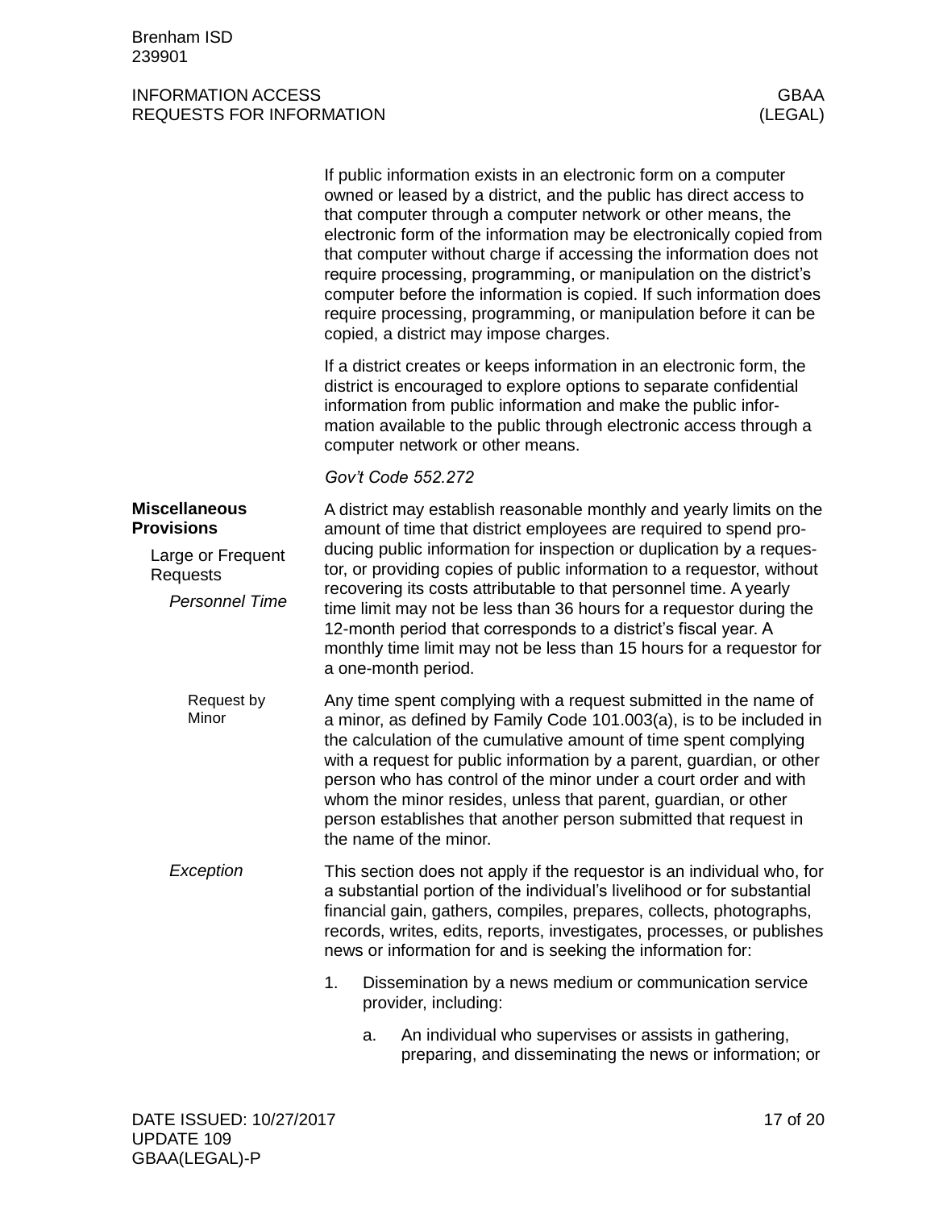If public information exists in an electronic form on a computer owned or leased by a district, and the public has direct access to that computer through a computer network or other means, the electronic form of the information may be electronically copied from that computer without charge if accessing the information does not require processing, programming, or manipulation on the district's computer before the information is copied. If such information does require processing, programming, or manipulation before it can be copied, a district may impose charges.

If a district creates or keeps information in an electronic form, the district is encouraged to explore options to separate confidential information from public information and make the public information available to the public through electronic access through a computer network or other means.

*Gov't Code 552.272*

## Miscellaneous Provisions

### Large or Frequent Requests

#### *Personnel Time*

A district may establish reasonable monthly and yearly limits on the amount of time that district employees are required to spend producing public information for inspection or duplication by a requestor, or providing copies of public information to a requestor, without recovering its costs attributable to that personnel time. A yearly time limit may not be less than 36 hours for a requestor during the 12-month period that corresponds to a district's fiscal year. A monthly time limit may not be less than 15 hours for a requestor for a one-month period.

##### Request by Minor

Any time spent complying with a request submitted in the name of a minor, as defined by Family Code 101.003(a), is to be included in the calculation of the cumulative amount of time spent complying with a request for public information by a parent, guardian, or other person who has control of the minor under a court order and with whom the minor resides, unless that parent, guardian, or other person establishes that another person submitted that request in the name of the minor.

#### *Exception*

This section does not apply if the requestor is an individual who, for a substantial portion of the individual's livelihood or for substantial financial gain, gathers, compiles, prepares, collects, photographs, records, writes, edits, reports, investigates, processes, or publishes news or information for and is seeking the information for:

1. Dissemination by a news medium or communication service provider, including:
   a. An individual who supervises or assists in gathering, preparing, and disseminating the news or information; or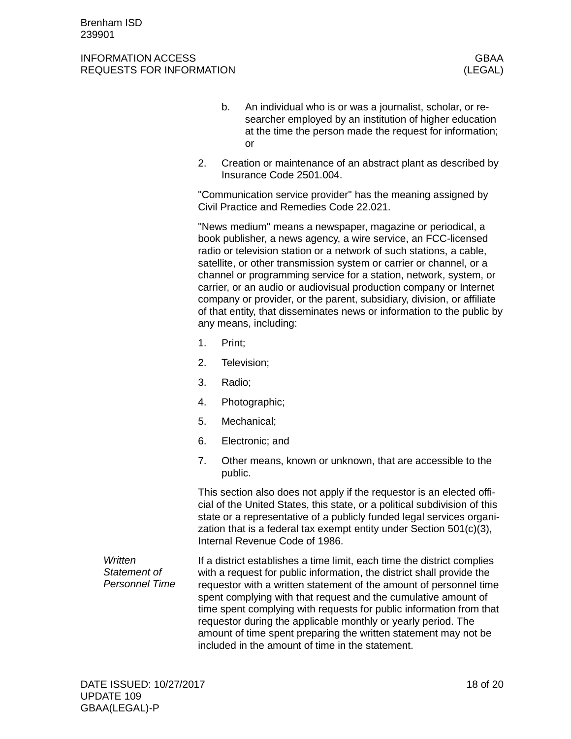b. An individual who is or was a journalist, scholar, or researcher employed by an institution of higher education at the time the person made the request for information; or

2. Creation or maintenance of an abstract plant as described by Insurance Code 2501.004.

"Communication service provider" has the meaning assigned by Civil Practice and Remedies Code 22.021.

"News medium" means a newspaper, magazine or periodical, a book publisher, a news agency, a wire service, an FCC-licensed radio or television station or a network of such stations, a cable, satellite, or other transmission system or carrier or channel, or a channel or programming service for a station, network, system, or carrier, or an audio or audiovisual production company or Internet company or provider, or the parent, subsidiary, division, or affiliate of that entity, that disseminates news or information to the public by any means, including:

1. Print;
2. Television;
3. Radio;
4. Photographic;
5. Mechanical;
6. Electronic; and
7. Other means, known or unknown, that are accessible to the public.

This section also does not apply if the requestor is an elected official of the United States, this state, or a political subdivision of this state or a representative of a publicly funded legal services organization that is a federal tax exempt entity under Section 501(c)(3), Internal Revenue Code of 1986.

*Written Statement of Personnel Time*

If a district establishes a time limit, each time the district complies with a request for public information, the district shall provide the requestor with a written statement of the amount of personnel time spent complying with that request and the cumulative amount of time spent complying with requests for public information from that requestor during the applicable monthly or yearly period. The amount of time spent preparing the written statement may not be included in the amount of time in the statement.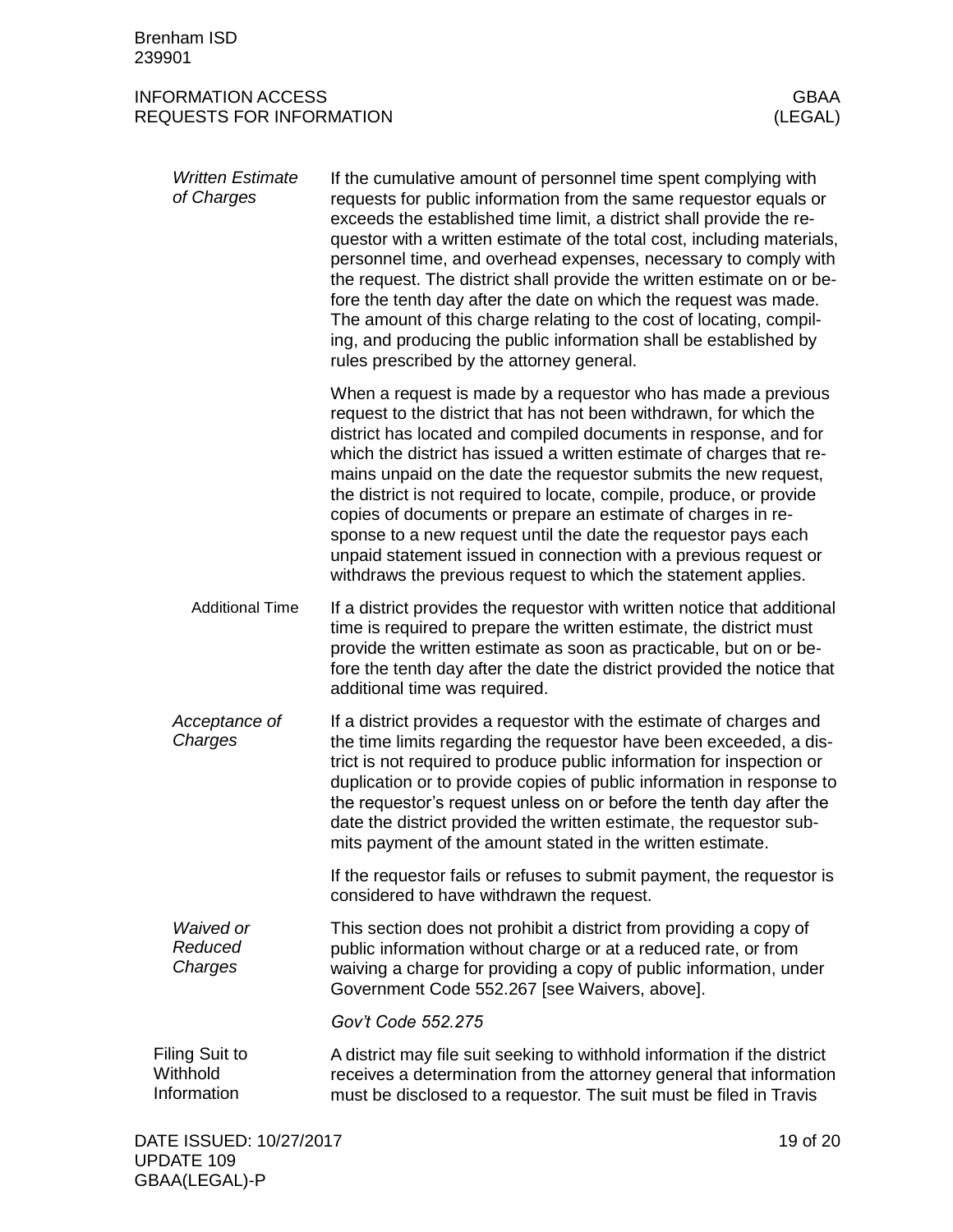*Written Estimate of Charges*

If the cumulative amount of personnel time spent complying with requests for public information from the same requestor equals or exceeds the established time limit, a district shall provide the requestor with a written estimate of the total cost, including materials, personnel time, and overhead expenses, necessary to comply with the request. The district shall provide the written estimate on or before the tenth day after the date on which the request was made. The amount of this charge relating to the cost of locating, compiling, and producing the public information shall be established by rules prescribed by the attorney general.

When a request is made by a requestor who has made a previous request to the district that has not been withdrawn, for which the district has located and compiled documents in response, and for which the district has issued a written estimate of charges that remains unpaid on the date the requestor submits the new request, the district is not required to locate, compile, produce, or provide copies of documents or prepare an estimate of charges in response to a new request until the date the requestor pays each unpaid statement issued in connection with a previous request or withdraws the previous request to which the statement applies.

Additional Time

If a district provides the requestor with written notice that additional time is required to prepare the written estimate, the district must provide the written estimate as soon as practicable, but on or before the tenth day after the date the district provided the notice that additional time was required.

*Acceptance of Charges*

If a district provides a requestor with the estimate of charges and the time limits regarding the requestor have been exceeded, a district is not required to produce public information for inspection or duplication or to provide copies of public information in response to the requestor's request unless on or before the tenth day after the date the district provided the written estimate, the requestor submits payment of the amount stated in the written estimate.

If the requestor fails or refuses to submit payment, the requestor is considered to have withdrawn the request.

*Waived or Reduced Charges*

This section does not prohibit a district from providing a copy of public information without charge or at a reduced rate, or from waiving a charge for providing a copy of public information, under Government Code 552.267 [see Waivers, above].

*Gov't Code 552.275*

Filing Suit to Withhold Information

A district may file suit seeking to withhold information if the district receives a determination from the attorney general that information must be disclosed to a requestor. The suit must be filed in Travis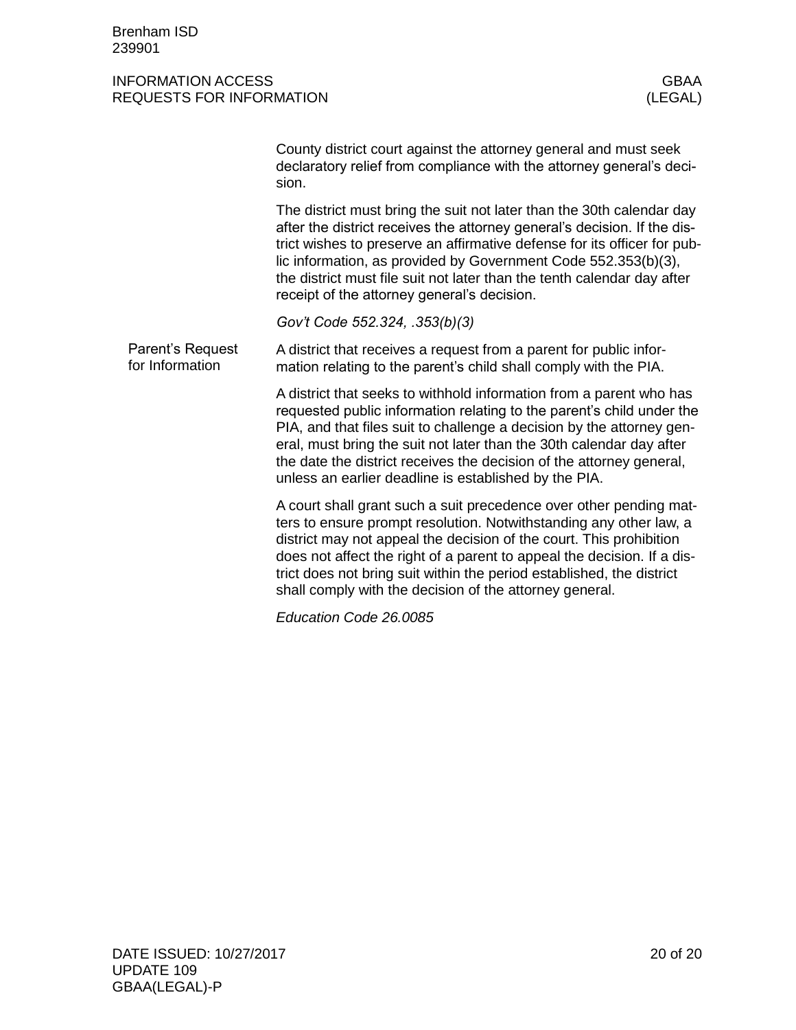County district court against the attorney general and must seek declaratory relief from compliance with the attorney general's decision.

The district must bring the suit not later than the 30th calendar day after the district receives the attorney general's decision. If the district wishes to preserve an affirmative defense for its officer for public information, as provided by Government Code 552.353(b)(3), the district must file suit not later than the tenth calendar day after receipt of the attorney general's decision.

*Gov't Code 552.324, .353(b)(3)*

**Parent's Request for Information**

A district that receives a request from a parent for public information relating to the parent's child shall comply with the PIA.

A district that seeks to withhold information from a parent who has requested public information relating to the parent's child under the PIA, and that files suit to challenge a decision by the attorney general, must bring the suit not later than the 30th calendar day after the date the district receives the decision of the attorney general, unless an earlier deadline is established by the PIA.

A court shall grant such a suit precedence over other pending matters to ensure prompt resolution. Notwithstanding any other law, a district may not appeal the decision of the court. This prohibition does not affect the right of a parent to appeal the decision. If a district does not bring suit within the period established, the district shall comply with the decision of the attorney general.

*Education Code 26.0085*